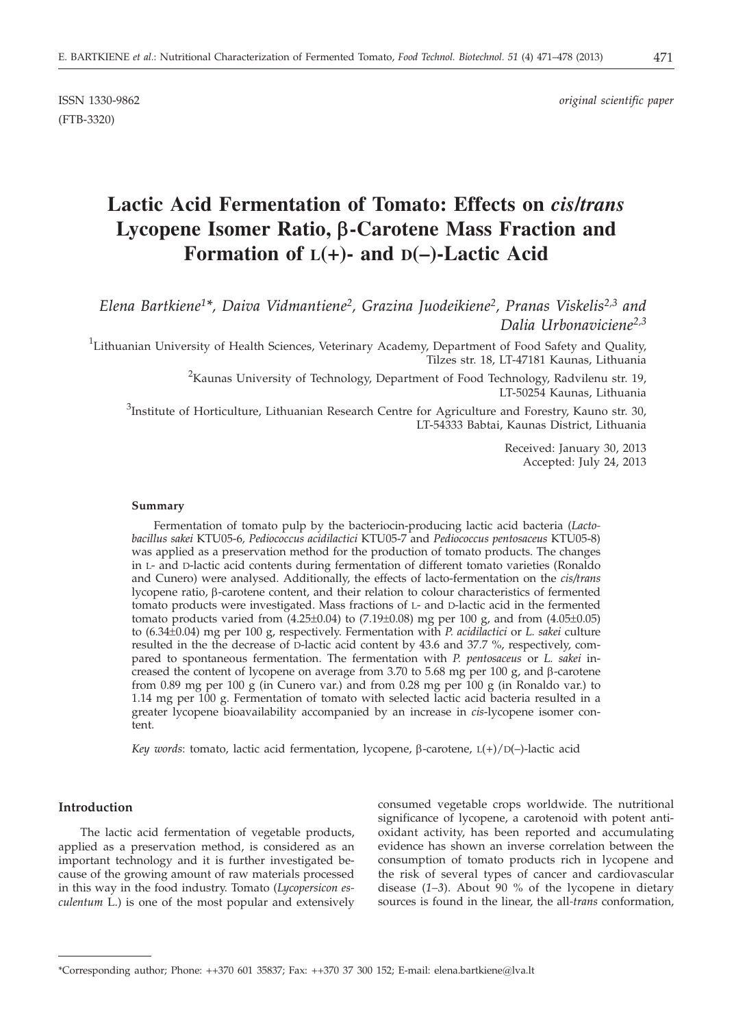ISSN 1330-9862 *original scientific paper*

(FTB-3320)

# Lactic Acid Fermentation of Tomato: Effects on *cis/trans* Lycopene Isomer Ratio, β-Carotene Mass Fraction and Formation of L(+)- and D(–)-Lactic Acid

*Elena Bartkiene[1]\*, Daiva Vidmantiene[2], Grazina Juodeikiene[2], Pranas Viskelis[2,3] and Dalia Urbonaviciene[2,3]*

[1]Lithuanian University of Health Sciences, Veterinary Academy, Department of Food Safety and Quality, Tilzes str. 18, LT-47181 Kaunas, Lithuania

[2]Kaunas University of Technology, Department of Food Technology, Radvilenu str. 19, LT-50254 Kaunas, Lithuania

[3]Institute of Horticulture, Lithuanian Research Centre for Agriculture and Forestry, Kauno str. 30, LT-54333 Babtai, Kaunas District, Lithuania

Received: January 30, 2013
Accepted: July 24, 2013

### Summary

Fermentation of tomato pulp by the bacteriocin-producing lactic acid bacteria (*Lactobacillus sakei* KTU05-6, *Pediococcus acidilactici* KTU05-7 and *Pediococcus pentosaceus* KTU05-8) was applied as a preservation method for the production of tomato products. The changes in L- and D-lactic acid contents during fermentation of different tomato varieties (Ronaldo and Cunero) were analysed. Additionally, the effects of lacto-fermentation on the *cis/trans* lycopene ratio, β-carotene content, and their relation to colour characteristics of fermented tomato products were investigated. Mass fractions of L- and D-lactic acid in the fermented tomato products varied from (4.25±0.04) to (7.19±0.08) mg per 100 g, and from (4.05±0.05) to (6.34±0.04) mg per 100 g, respectively. Fermentation with *P. acidilactici* or *L. sakei* culture resulted in the the decrease of D-lactic acid content by 43.6 and 37.7 %, respectively, compared to spontaneous fermentation. The fermentation with *P. pentosaceus* or *L. sakei* increased the content of lycopene on average from 3.70 to 5.68 mg per 100 g, and β-carotene from 0.89 mg per 100 g (in Cunero var.) and from 0.28 mg per 100 g (in Ronaldo var.) to 1.14 mg per 100 g. Fermentation of tomato with selected lactic acid bacteria resulted in a greater lycopene bioavailability accompanied by an increase in *cis*-lycopene isomer content.

*Key words*: tomato, lactic acid fermentation, lycopene, β-carotene, L(+)/D(–)-lactic acid

## Introduction

The lactic acid fermentation of vegetable products, applied as a preservation method, is considered as an important technology and it is further investigated because of the growing amount of raw materials processed in this way in the food industry. Tomato (*Lycopersicon esculentum* L.) is one of the most popular and extensively consumed vegetable crops worldwide. The nutritional significance of lycopene, a carotenoid with potent antioxidant activity, has been reported and accumulating evidence has shown an inverse correlation between the consumption of tomato products rich in lycopene and the risk of several types of cancer and cardiovascular disease (*1–3*). About 90 % of the lycopene in dietary sources is found in the linear, the all-*trans* conformation,

\*Corresponding author; Phone: ++370 601 35837; Fax: ++370 37 300 152; E-mail: elena.bartkiene@lva.lt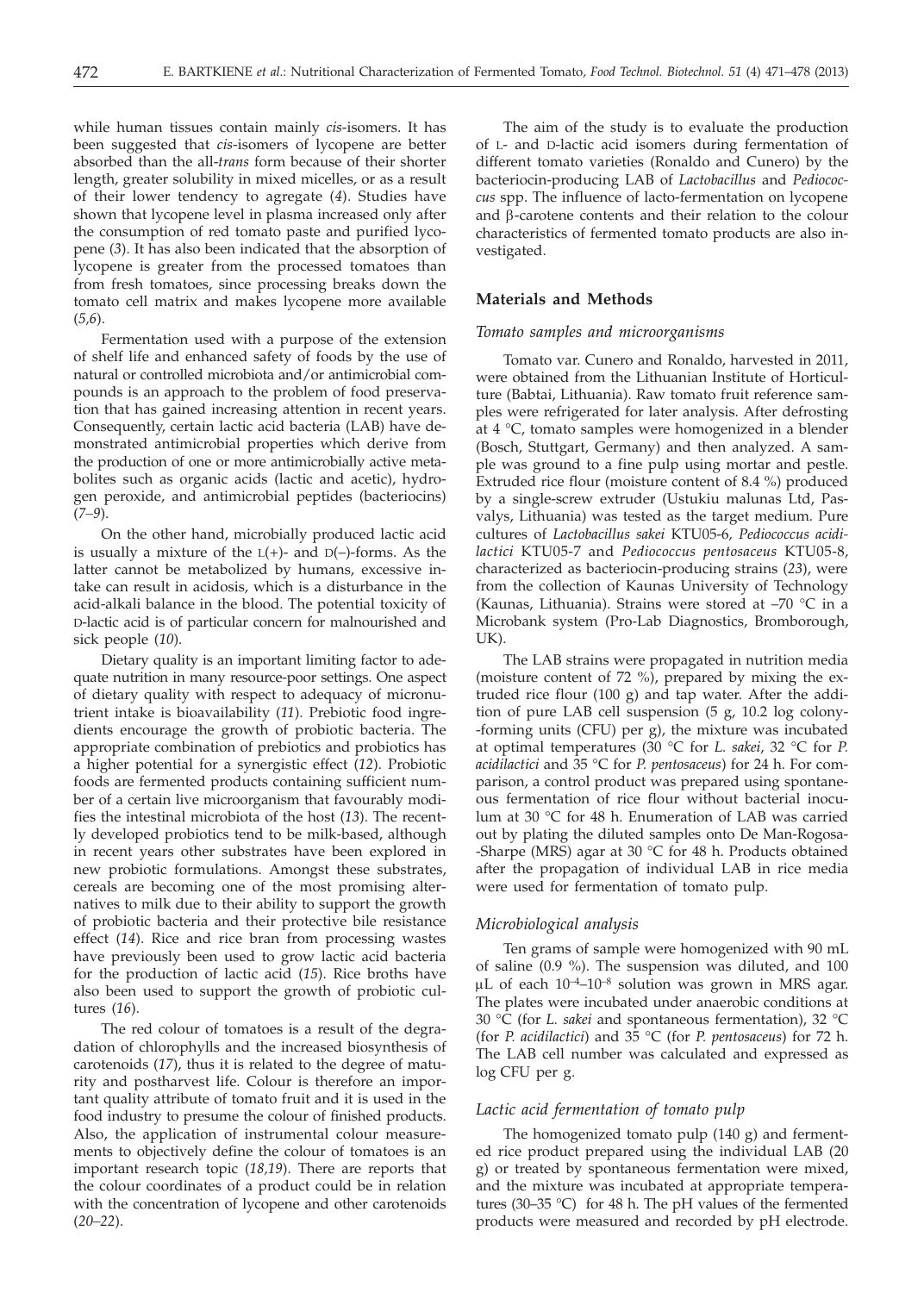while human tissues contain mainly *cis*-isomers. It has been suggested that *cis*-isomers of lycopene are better absorbed than the all-*trans* form because of their shorter length, greater solubility in mixed micelles, or as a result of their lower tendency to aggregate (*4*). Studies have shown that lycopene level in plasma increased only after the consumption of red tomato paste and purified lycopene (*3*). It has also been indicated that the absorption of lycopene is greater from the processed tomatoes than from fresh tomatoes, since processing breaks down the tomato cell matrix and makes lycopene more available (*5,6*).

Fermentation used with a purpose of the extension of shelf life and enhanced safety of foods by the use of natural or controlled microbiota and/or antimicrobial compounds is an approach to the problem of food preservation that has gained increasing attention in recent years. Consequently, certain lactic acid bacteria (LAB) have demonstrated antimicrobial properties which derive from the production of one or more antimicrobially active metabolites such as organic acids (lactic and acetic), hydrogen peroxide, and antimicrobial peptides (bacteriocins) (*7–9*).

On the other hand, microbially produced lactic acid is usually a mixture of the L(+)- and D(–)-forms. As the latter cannot be metabolized by humans, excessive intake can result in acidosis, which is a disturbance in the acid-alkali balance in the blood. The potential toxicity of D-lactic acid is of particular concern for malnourished and sick people (*10*).

Dietary quality is an important limiting factor to adequate nutrition in many resource-poor settings. One aspect of dietary quality with respect to adequacy of micronutrient intake is bioavailability (*11*). Prebiotic food ingredients encourage the growth of probiotic bacteria. The appropriate combination of prebiotics and probiotics has a higher potential for a synergistic effect (*12*). Probiotic foods are fermented products containing sufficient number of a certain live microorganism that favourably modifies the intestinal microbiota of the host (*13*). The recently developed probiotics tend to be milk-based, although in recent years other substrates have been explored in new probiotic formulations. Amongst these substrates, cereals are becoming one of the most promising alternatives to milk due to their ability to support the growth of probiotic bacteria and their protective bile resistance effect (*14*). Rice and rice bran from processing wastes have previously been used to grow lactic acid bacteria for the production of lactic acid (*15*). Rice broths have also been used to support the growth of probiotic cultures (*16*).

The red colour of tomatoes is a result of the degradation of chlorophylls and the increased biosynthesis of carotenoids (*17*), thus it is related to the degree of maturity and postharvest life. Colour is therefore an important quality attribute of tomato fruit and it is used in the food industry to presume the colour of finished products. Also, the application of instrumental colour measurements to objectively define the colour of tomatoes is an important research topic (*18,19*). There are reports that the colour coordinates of a product could be in relation with the concentration of lycopene and other carotenoids (*20–22*).

The aim of the study is to evaluate the production of L- and D-lactic acid isomers during fermentation of different tomato varieties (Ronaldo and Cunero) by the bacteriocin-producing LAB of *Lactobacillus* and *Pediococcus* spp. The influence of lacto-fermentation on lycopene and β-carotene contents and their relation to the colour characteristics of fermented tomato products are also investigated.

## Materials and Methods

### *Tomato samples and microorganisms*

Tomato var. Cunero and Ronaldo, harvested in 2011, were obtained from the Lithuanian Institute of Horticulture (Babtai, Lithuania). Raw tomato fruit reference samples were refrigerated for later analysis. After defrosting at 4 °C, tomato samples were homogenized in a blender (Bosch, Stuttgart, Germany) and then analyzed. A sample was ground to a fine pulp using mortar and pestle. Extruded rice flour (moisture content of 8.4 %) produced by a single-screw extruder (Ustukiu malunas Ltd, Pasvalys, Lithuania) was tested as the target medium. Pure cultures of *Lactobacillus sakei* KTU05-6, *Pediococcus acidilactici* KTU05-7 and *Pediococcus pentosaceus* KTU05-8, characterized as bacteriocin-producing strains (*23*), were from the collection of Kaunas University of Technology (Kaunas, Lithuania). Strains were stored at –70 °C in a Microbank system (Pro-Lab Diagnostics, Bromborough, UK).

The LAB strains were propagated in nutrition media (moisture content of 72 %), prepared by mixing the extruded rice flour (100 g) and tap water. After the addition of pure LAB cell suspension (5 g, 10.2 log colony-forming units (CFU) per g), the mixture was incubated at optimal temperatures (30 °C for *L. sakei*, 32 °C for *P. acidilactici* and 35 °C for *P. pentosaceus*) for 24 h. For comparison, a control product was prepared using spontaneous fermentation of rice flour without bacterial inoculum at 30 °C for 48 h. Enumeration of LAB was carried out by plating the diluted samples onto De Man-Rogosa-Sharpe (MRS) agar at 30 °C for 48 h. Products obtained after the propagation of individual LAB in rice media were used for fermentation of tomato pulp.

### *Microbiological analysis*

Ten grams of sample were homogenized with 90 mL of saline (0.9 %). The suspension was diluted, and 100 μL of each $10^{-4}$–$10^{-8}$ solution was grown in MRS agar. The plates were incubated under anaerobic conditions at 30 °C (for *L. sakei* and spontaneous fermentation), 32 °C (for *P. acidilactici*) and 35 °C (for *P. pentosaceus*) for 72 h. The LAB cell number was calculated and expressed as log CFU per g.

### *Lactic acid fermentation of tomato pulp*

The homogenized tomato pulp (140 g) and fermented rice product prepared using the individual LAB (20 g) or treated by spontaneous fermentation were mixed, and the mixture was incubated at appropriate temperatures (30–35 °C) for 48 h. The pH values of the fermented products were measured and recorded by pH electrode.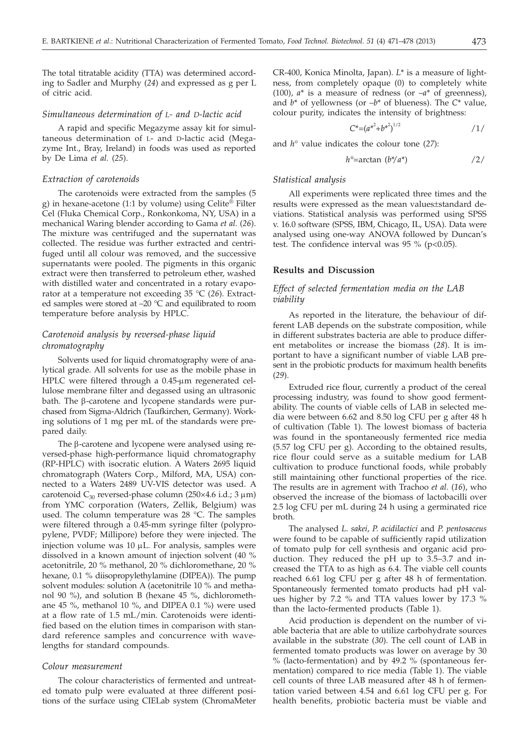The total titratable acidity (TTA) was determined according to Sadler and Murphy (*24*) and expressed as g per L of citric acid.

### *Simultaneous determination of* L- *and* D-*lactic acid*

A rapid and specific Megazyme assay kit for simultaneous determination of L- and D-lactic acid (Megazyme Int., Bray, Ireland) in foods was used as reported by De Lima *et al.* (*25*).

### *Extraction of carotenoids*

The carotenoids were extracted from the samples (5 g) in hexane-acetone (1:1 by volume) using Celite® Filter Cel (Fluka Chemical Corp., Ronkonkoma, NY, USA) in a mechanical Waring blender according to Gama *et al.* (*26*). The mixture was centrifuged and the supernatant was collected. The residue was further extracted and centrifuged until all colour was removed, and the successive supernatants were pooled. The pigments in this organic extract were then transferred to petroleum ether, washed with distilled water and concentrated in a rotary evaporator at a temperature not exceeding 35 °C (*26*). Extracted samples were stored at –20 °C and equilibrated to room temperature before analysis by HPLC.

### *Carotenoid analysis by reversed-phase liquid chromatography*

Solvents used for liquid chromatography were of analytical grade. All solvents for use as the mobile phase in HPLC were filtered through a 0.45-μm regenerated cellulose membrane filter and degassed using an ultrasonic bath. The β-carotene and lycopene standards were purchased from Sigma-Aldrich (Taufkirchen, Germany). Working solutions of 1 mg per mL of the standards were prepared daily.

The β-carotene and lycopene were analysed using reversed-phase high-performance liquid chromatography (RP-HPLC) with isocratic elution. A Waters 2695 liquid chromatograph (Waters Corp., Milford, MA, USA) connected to a Waters 2489 UV-VIS detector was used. A carotenoid $C_{30}$ reversed-phase column (250×4.6 i.d.; 3 μm) from YMC corporation (Waters, Zellik, Belgium) was used. The column temperature was 28 °C. The samples were filtered through a 0.45-mm syringe filter (polypropylene, PVDF; Millipore) before they were injected. The injection volume was 10 μL. For analysis, samples were dissolved in a known amount of injection solvent (40 % acetonitrile, 20 % methanol, 20 % dichloromethane, 20 % hexane, 0.1 % diisopropylethylamine (DIPEA)). The pump solvent modules: solution A (acetonitrile 10 % and methanol 90 %), and solution B (hexane 45 %, dichloromethane 45 %, methanol 10 %, and DIPEA 0.1 %) were used at a flow rate of 1.5 mL/min. Carotenoids were identified based on the elution times in comparison with standard reference samples and concurrence with wavelengths for standard compounds.

### *Colour measurement*

The colour characteristics of fermented and untreated tomato pulp were evaluated at three different positions of the surface using CIELab system (ChromaMeter CR-400, Konica Minolta, Japan). $L^*$ is a measure of lightness, from completely opaque (0) to completely white (100), $a^*$ is a measure of redness (or $-a^*$ of greenness), and $b^*$ of yellowness (or $-b^*$ of blueness). The $C^*$ value, colour purity, indicates the intensity of brightness:

$$C^*=({a^*}^2+{b^*}^2)^{1/2} \qquad /1/$$

and $h°$ value indicates the colour tone (*27*):

$$h°=\arctan\ (b^*/a^*) \qquad /2/$$

### *Statistical analysis*

All experiments were replicated three times and the results were expressed as the mean values±standard deviations. Statistical analysis was performed using SPSS v. 16.0 software (SPSS, IBM, Chicago, IL, USA). Data were analysed using one-way ANOVA followed by Duncan's test. The confidence interval was 95 % ($p<0.05$).

## Results and Discussion

### *Effect of selected fermentation media on the LAB viability*

As reported in the literature, the behaviour of different LAB depends on the substrate composition, while in different substrates bacteria are able to produce different metabolites or increase the biomass (*28*). It is important to have a significant number of viable LAB present in the probiotic products for maximum health benefits (*29*).

Extruded rice flour, currently a product of the cereal processing industry, was found to show good fermentability. The counts of viable cells of LAB in selected media were between 6.62 and 8.50 log CFU per g after 48 h of cultivation (Table 1). The lowest biomass of bacteria was found in the spontaneously fermented rice media (5.57 log CFU per g). According to the obtained results, rice flour could serve as a suitable medium for LAB cultivation to produce functional foods, while probably still maintaining other functional properties of the rice. The results are in agreement with Trachoo *et al.* (*16*), who observed the increase of the biomass of lactobacilli over 2.5 log CFU per mL during 24 h using a germinated rice broth.

The analysed *L. sakei*, *P. acidilactici* and *P. pentosaceus* were found to be capable of sufficiently rapid utilization of tomato pulp for cell synthesis and organic acid production. They reduced the pH up to 3.5–3.7 and increased the TTA to as high as 6.4. The viable cell counts reached 6.61 log CFU per g after 48 h of fermentation. Spontaneously fermented tomato products had pH values higher by 7.2 % and TTA values lower by 17.3 % than the lacto-fermented products (Table 1).

Acid production is dependent on the number of viable bacteria that are able to utilize carbohydrate sources available in the substrate (*30*). The cell count of LAB in fermented tomato products was lower on average by 30 % (lacto-fermentation) and by 49.2 % (spontaneous fermentation) compared to rice media (Table 1). The viable cell counts of three LAB measured after 48 h of fermentation varied between 4.54 and 6.61 log CFU per g. For health benefits, probiotic bacteria must be viable and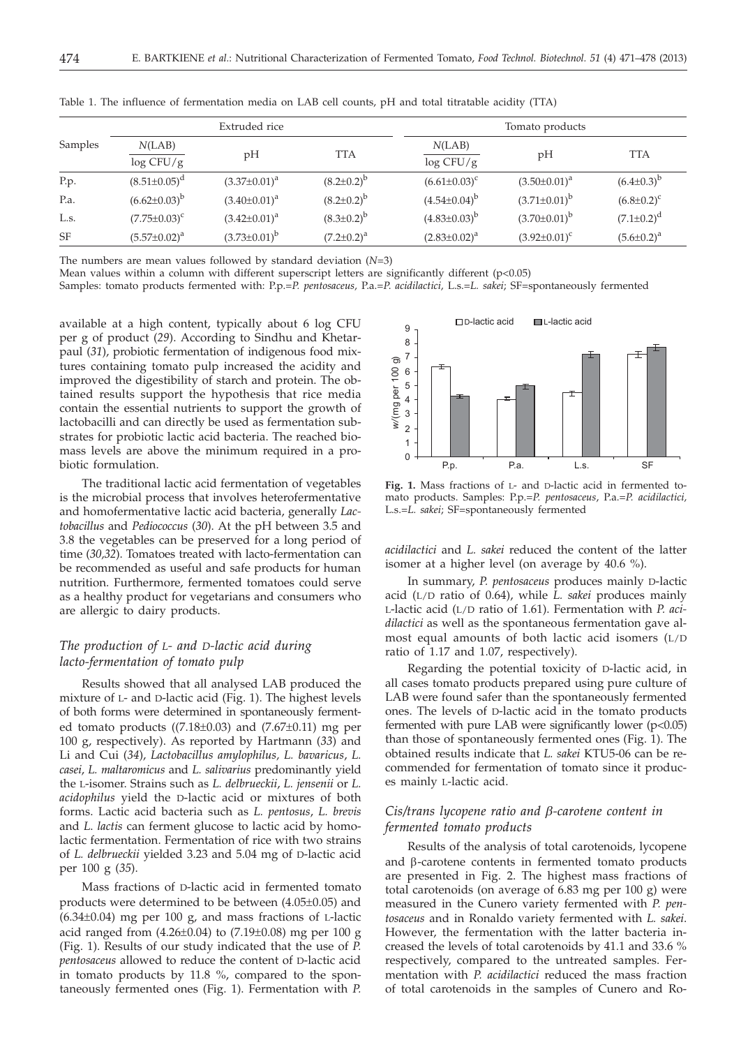Table 1. The influence of fermentation media on LAB cell counts, pH and total titratable acidity (TTA)

| Samples | Extruded rice | | | Tomato products | | |
|---|---|---|---|---|---|---|
| | $N$(LAB) log CFU/g | pH | TTA | $N$(LAB) log CFU/g | pH | TTA |
| P.p. | $(8.51\pm0.05)^d$ | $(3.37\pm0.01)^a$ | $(8.2\pm0.2)^b$ | $(6.61\pm0.03)^c$ | $(3.50\pm0.01)^a$ | $(6.4\pm0.3)^b$ |
| P.a. | $(6.62\pm0.03)^b$ | $(3.40\pm0.01)^a$ | $(8.2\pm0.2)^b$ | $(4.54\pm0.04)^b$ | $(3.71\pm0.01)^b$ | $(6.8\pm0.2)^c$ |
| L.s. | $(7.75\pm0.03)^c$ | $(3.42\pm0.01)^a$ | $(8.3\pm0.2)^b$ | $(4.83\pm0.03)^b$ | $(3.70\pm0.01)^b$ | $(7.1\pm0.2)^d$ |
| SF | $(5.57\pm0.02)^a$ | $(3.73\pm0.01)^b$ | $(7.2\pm0.2)^a$ | $(2.83\pm0.02)^a$ | $(3.92\pm0.01)^c$ | $(5.6\pm0.2)^a$ |

The numbers are mean values followed by standard deviation ($N$=3)

Mean values within a column with different superscript letters are significantly different ($p<0.05$)

Samples: tomato products fermented with: P.p.=*P. pentosaceus*, P.a.=*P. acidilactici*, L.s.=*L. sakei*; SF=spontaneously fermented

available at a high content, typically about 6 log CFU per g of product (*29*). According to Sindhu and Khetarpaul (*31*), probiotic fermentation of indigenous food mixtures containing tomato pulp increased the acidity and improved the digestibility of starch and protein. The obtained results support the hypothesis that rice media contain the essential nutrients to support the growth of lactobacilli and can directly be used as fermentation substrates for probiotic lactic acid bacteria. The reached biomass levels are above the minimum required in a probiotic formulation.

The traditional lactic acid fermentation of vegetables is the microbial process that involves heterofermentative and homofermentative lactic acid bacteria, generally *Lactobacillus* and *Pediococcus* (*30*). At the pH between 3.5 and 3.8 the vegetables can be preserved for a long period of time (*30,32*). Tomatoes treated with lacto-fermentation can be recommended as useful and safe products for human nutrition. Furthermore, fermented tomatoes could serve as a healthy product for vegetarians and consumers who are allergic to dairy products.

### *The production of* L- *and* D-*lactic acid during lacto-fermentation of tomato pulp*

Results showed that all analysed LAB produced the mixture of L- and D-lactic acid (Fig. 1). The highest levels of both forms were determined in spontaneously fermented tomato products ((7.18±0.03) and (7.67±0.11) mg per 100 g, respectively). As reported by Hartmann (*33*) and Li and Cui (*34*), *Lactobacillus amylophilus*, *L. bavaricus*, *L. casei*, *L. maltaromicus* and *L. salivarius* predominantly yield the L-isomer. Strains such as *L. delbrueckii*, *L. jensenii* or *L. acidophilus* yield the D-lactic acid or mixtures of both forms. Lactic acid bacteria such as *L. pentosus*, *L. brevis* and *L. lactis* can ferment glucose to lactic acid by homolactic fermentation. Fermentation of rice with two strains of *L. delbrueckii* yielded 3.23 and 5.04 mg of D-lactic acid per 100 g (*35*).

Mass fractions of D-lactic acid in fermented tomato products were determined to be between (4.05±0.05) and (6.34±0.04) mg per 100 g, and mass fractions of L-lactic acid ranged from (4.26±0.04) to (7.19±0.08) mg per 100 g (Fig. 1). Results of our study indicated that the use of *P. pentosaceus* allowed to reduce the content of D-lactic acid in tomato products by 11.8 %, compared to the spontaneously fermented ones (Fig. 1). Fermentation with *P. acidilactici* and *L. sakei* reduced the content of the latter isomer at a higher level (on average by 40.6 %).

**Fig. 1.** Mass fractions of L- and D-lactic acid in fermented tomato products. Samples: P.p.=*P. pentosaceus*, P.a.=*P. acidilactici*, L.s.=*L. sakei*; SF=spontaneously fermented

In summary, *P. pentosaceus* produces mainly D-lactic acid (L/D ratio of 0.64), while *L. sakei* produces mainly L-lactic acid (L/D ratio of 1.61). Fermentation with *P. acidilactici* as well as the spontaneous fermentation gave almost equal amounts of both lactic acid isomers (L/D ratio of 1.17 and 1.07, respectively).

Regarding the potential toxicity of D-lactic acid, in all cases tomato products prepared using pure culture of LAB were found safer than the spontaneously fermented ones. The levels of D-lactic acid in the tomato products fermented with pure LAB were significantly lower ($p<0.05$) than those of spontaneously fermented ones (Fig. 1). The obtained results indicate that *L. sakei* KTU5-06 can be recommended for fermentation of tomato since it produces mainly L-lactic acid.

### *Cis/trans lycopene ratio and β-carotene content in fermented tomato products*

Results of the analysis of total carotenoids, lycopene and β-carotene contents in fermented tomato products are presented in Fig. 2. The highest mass fractions of total carotenoids (on average of 6.83 mg per 100 g) were measured in the Cunero variety fermented with *P. pentosaceus* and in Ronaldo variety fermented with *L. sakei*. However, the fermentation with the latter bacteria increased the levels of total carotenoids by 41.1 and 33.6 % respectively, compared to the untreated samples. Fermentation with *P. acidilactici* reduced the mass fraction of total carotenoids in the samples of Cunero and Ro-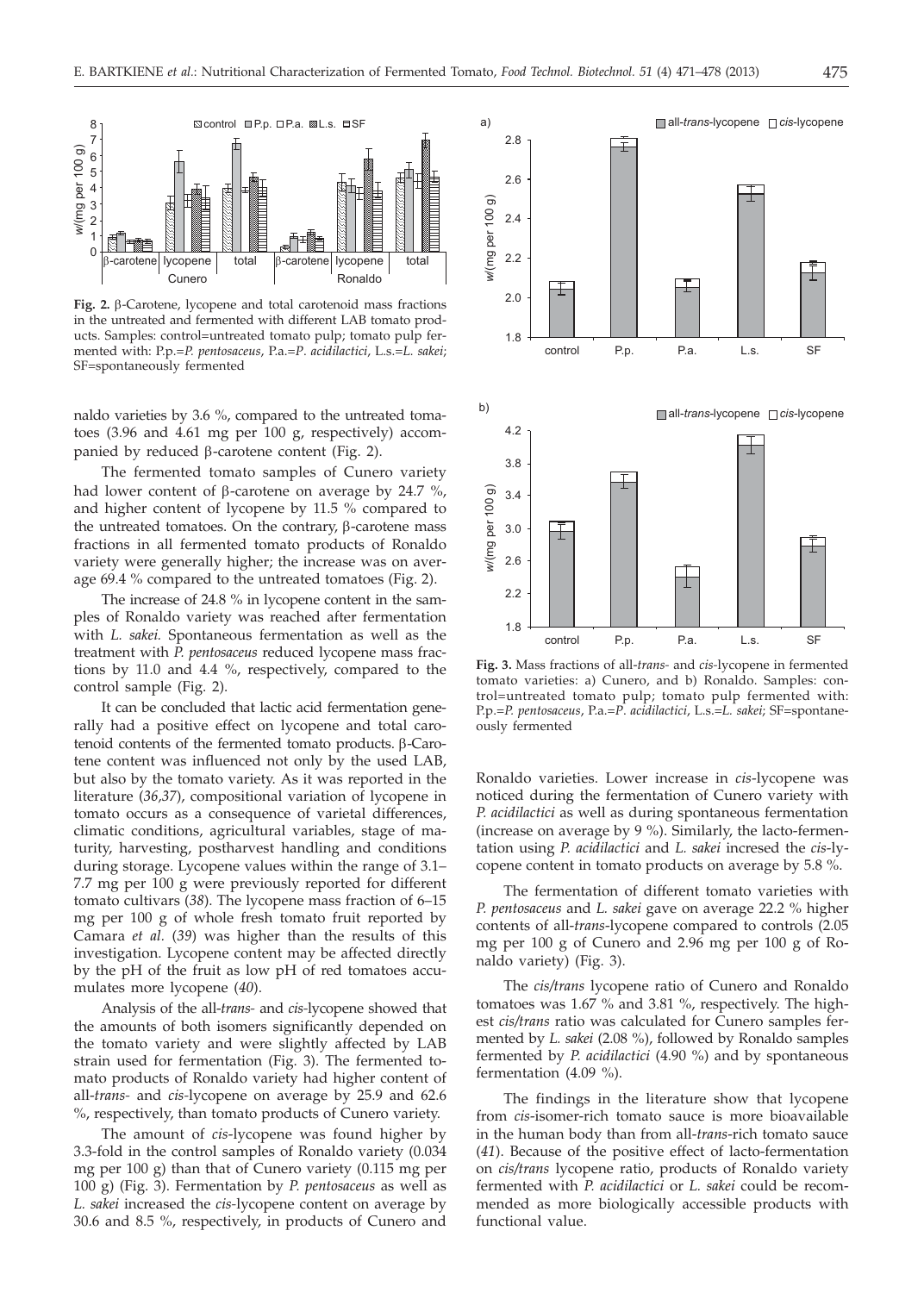**Fig. 2.** β-Carotene, lycopene and total carotenoid mass fractions in the untreated and fermented with different LAB tomato products. Samples: control=untreated tomato pulp; tomato pulp fermented with: P.p.=*P. pentosaceus*, P.a.=*P. acidilactici*, L.s.=*L. sakei*; SF=spontaneously fermented

naldo varieties by 3.6 %, compared to the untreated tomatoes (3.96 and 4.61 mg per 100 g, respectively) accompanied by reduced β-carotene content (Fig. 2).

The fermented tomato samples of Cunero variety had lower content of β-carotene on average by 24.7 %, and higher content of lycopene by 11.5 % compared to the untreated tomatoes. On the contrary, β-carotene mass fractions in all fermented tomato products of Ronaldo variety were generally higher; the increase was on average 69.4 % compared to the untreated tomatoes (Fig. 2).

The increase of 24.8 % in lycopene content in the samples of Ronaldo variety was reached after fermentation with *L. sakei.* Spontaneous fermentation as well as the treatment with *P. pentosaceus* reduced lycopene mass fractions by 11.0 and 4.4 %, respectively, compared to the control sample (Fig. 2).

It can be concluded that lactic acid fermentation generally had a positive effect on lycopene and total carotenoid contents of the fermented tomato products. β-Carotene content was influenced not only by the used LAB, but also by the tomato variety. As it was reported in the literature (*36,37*), compositional variation of lycopene in tomato occurs as a consequence of varietal differences, climatic conditions, agricultural variables, stage of maturity, harvesting, postharvest handling and conditions during storage. Lycopene values within the range of 3.1–7.7 mg per 100 g were previously reported for different tomato cultivars (*38*). The lycopene mass fraction of 6–15 mg per 100 g of whole fresh tomato fruit reported by Camara *et al.* (*39*) was higher than the results of this investigation. Lycopene content may be affected directly by the pH of the fruit as low pH of red tomatoes accumulates more lycopene (*40*).

Analysis of the all-*trans*- and *cis*-lycopene showed that the amounts of both isomers significantly depended on the tomato variety and were slightly affected by LAB strain used for fermentation (Fig. 3). The fermented tomato products of Ronaldo variety had higher content of all-*trans*- and *cis*-lycopene on average by 25.9 and 62.6 %, respectively, than tomato products of Cunero variety.

The amount of *cis*-lycopene was found higher by 3.3-fold in the control samples of Ronaldo variety (0.034 mg per 100 g) than that of Cunero variety (0.115 mg per 100 g) (Fig. 3). Fermentation by *P. pentosaceus* as well as *L. sakei* increased the *cis*-lycopene content on average by 30.6 and 8.5 %, respectively, in products of Cunero and Ronaldo varieties. Lower increase in *cis*-lycopene was noticed during the fermentation of Cunero variety with *P. acidilactici* as well as during spontaneous fermentation (increase on average by 9 %). Similarly, the lacto-fermentation using *P. acidilactici* and *L. sakei* incresed the *cis*-lycopene content in tomato products on average by 5.8 %.

**Fig. 3.** Mass fractions of all-*trans*- and *cis*-lycopene in fermented tomato varieties: a) Cunero, and b) Ronaldo. Samples: control=untreated tomato pulp; tomato pulp fermented with: P.p.=*P. pentosaceus*, P.a.=*P. acidilactici*, L.s.=*L. sakei*; SF=spontaneously fermented

The fermentation of different tomato varieties with *P. pentosaceus* and *L. sakei* gave on average 22.2 % higher contents of all-*trans*-lycopene compared to controls (2.05 mg per 100 g of Cunero and 2.96 mg per 100 g of Ronaldo variety) (Fig. 3).

The *cis/trans* lycopene ratio of Cunero and Ronaldo tomatoes was 1.67 % and 3.81 %, respectively. The highest *cis/trans* ratio was calculated for Cunero samples fermented by *L. sakei* (2.08 %), followed by Ronaldo samples fermented by *P. acidilactici* (4.90 %) and by spontaneous fermentation (4.09 %).

The findings in the literature show that lycopene from *cis*-isomer-rich tomato sauce is more bioavailable in the human body than from all-*trans*-rich tomato sauce (*41*). Because of the positive effect of lacto-fermentation on *cis/trans* lycopene ratio, products of Ronaldo variety fermented with *P. acidilactici* or *L. sakei* could be recommended as more biologically accessible products with functional value.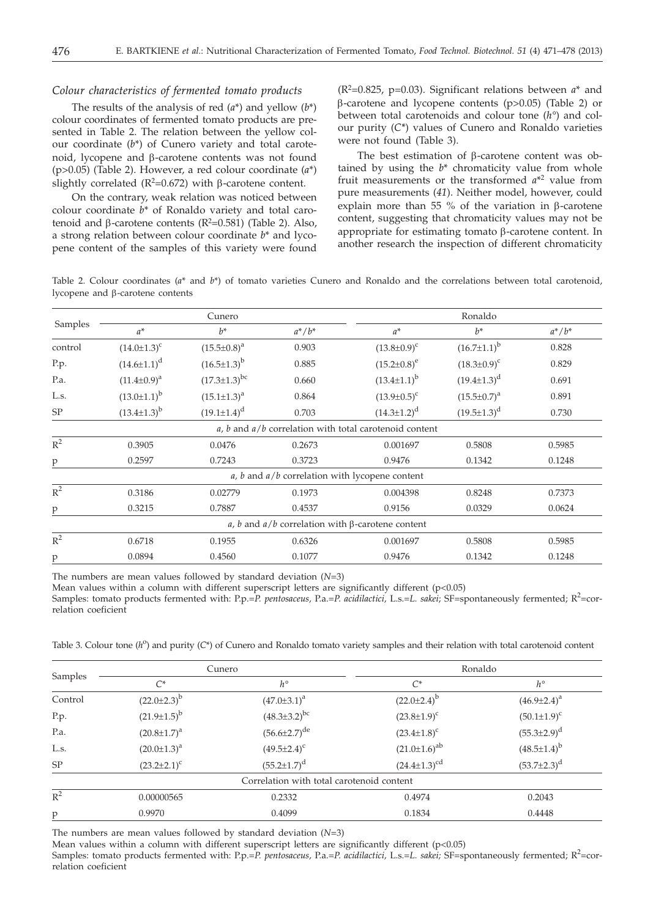### *Colour characteristics of fermented tomato products*

The results of the analysis of red ($a^*$) and yellow ($b^*$) colour coordinates of fermented tomato products are presented in Table 2. The relation between the yellow colour coordinate ($b^*$) of Cunero variety and total carotenoid, lycopene and β-carotene contents was not found ($p>0.05$) (Table 2). However, a red colour coordinate ($a^*$) slightly correlated ($R^2=0.672$) with β-carotene content.

On the contrary, weak relation was noticed between colour coordinate $b^*$ of Ronaldo variety and total carotenoid and β-carotene contents ($R^2=0.581$) (Table 2). Also, a strong relation between colour coordinate $b^*$ and lycopene content of the samples of this variety were found ($R^2=0.825$, $p=0.03$). Significant relations between $a^*$ and β-carotene and lycopene contents ($p>0.05$) (Table 2) or between total carotenoids and colour tone ($h°$) and colour purity ($C^*$) values of Cunero and Ronaldo varieties were not found (Table 3).

The best estimation of β-carotene content was obtained by using the $b^*$ chromaticity value from whole fruit measurements or the transformed $a^{*2}$ value from pure measurements (*41*). Neither model, however, could explain more than 55 % of the variation in β-carotene content, suggesting that chromaticity values may not be appropriate for estimating tomato β-carotene content. In another research the inspection of different chromaticity

Table 2. Colour coordinates ($a^*$ and $b^*$) of tomato varieties Cunero and Ronaldo and the correlations between total carotenoid, lycopene and β-carotene contents

| Samples | Cunero | | | Ronaldo | | |
|---|---|---|---|---|---|---|
| | $a^*$ | $b^*$ | $a^*/b^*$ | $a^*$ | $b^*$ | $a^*/b^*$ |
| control | $(14.0\pm1.3)^{c}$ | $(15.5\pm0.8)^{a}$ | 0.903 | $(13.8\pm0.9)^{c}$ | $(16.7\pm1.1)^{b}$ | 0.828 |
| P.p. | $(14.6\pm1.1)^{d}$ | $(16.5\pm1.3)^{b}$ | 0.885 | $(15.2\pm0.8)^{e}$ | $(18.3\pm0.9)^{c}$ | 0.829 |
| P.a. | $(11.4\pm0.9)^{a}$ | $(17.3\pm1.3)^{bc}$ | 0.660 | $(13.4\pm1.1)^{b}$ | $(19.4\pm1.3)^{d}$ | 0.691 |
| L.s. | $(13.0\pm1.1)^{b}$ | $(15.1\pm1.3)^{a}$ | 0.864 | $(13.9\pm0.5)^{c}$ | $(15.5\pm0.7)^{a}$ | 0.891 |
| SP | $(13.4\pm1.3)^{b}$ | $(19.1\pm1.4)^{d}$ | 0.703 | $(14.3\pm1.2)^{d}$ | $(19.5\pm1.3)^{d}$ | 0.730 |
| *a, b* and *a/b* correlation with total carotenoid content | | | | | | |
| $R^2$ | 0.3905 | 0.0476 | 0.2673 | 0.001697 | 0.5808 | 0.5985 |
| p | 0.2597 | 0.7243 | 0.3723 | 0.9476 | 0.1342 | 0.1248 |
| *a, b* and *a/b* correlation with lycopene content | | | | | | |
| $R^2$ | 0.3186 | 0.02779 | 0.1973 | 0.004398 | 0.8248 | 0.7373 |
| p | 0.3215 | 0.7887 | 0.4537 | 0.9156 | 0.0329 | 0.0624 |
| *a, b* and *a/b* correlation with β-carotene content | | | | | | |
| $R^2$ | 0.6718 | 0.1955 | 0.6326 | 0.001697 | 0.5808 | 0.5985 |
| p | 0.0894 | 0.4560 | 0.1077 | 0.9476 | 0.1342 | 0.1248 |

The numbers are mean values followed by standard deviation ($N=3$)

Mean values within a column with different superscript letters are significantly different ($p<0.05$)

Samples: tomato products fermented with: P.p.=*P. pentosaceus*, P.a.=*P. acidilactici*, L.s.=*L. sakei*; SF=spontaneously fermented; $R^2$=correlation coeficient

Table 3. Colour tone ($h°$) and purity ($C^*$) of Cunero and Ronaldo tomato variety samples and their relation with total carotenoid content

| Samples | Cunero | | Ronaldo | |
|---|---|---|---|---|
| | $C^*$ | $h°$ | $C^*$ | $h°$ |
| Control | $(22.0\pm2.3)^{b}$ | $(47.0\pm3.1)^{a}$ | $(22.0\pm2.4)^{b}$ | $(46.9\pm2.4)^{a}$ |
| P.p. | $(21.9\pm1.5)^{b}$ | $(48.3\pm3.2)^{bc}$ | $(23.8\pm1.9)^{c}$ | $(50.1\pm1.9)^{c}$ |
| P.a. | $(20.8\pm1.7)^{a}$ | $(56.6\pm2.7)^{de}$ | $(23.4\pm1.8)^{c}$ | $(55.3\pm2.9)^{d}$ |
| L.s. | $(20.0\pm1.3)^{a}$ | $(49.5\pm2.4)^{c}$ | $(21.0\pm1.6)^{ab}$ | $(48.5\pm1.4)^{b}$ |
| SP | $(23.2\pm2.1)^{c}$ | $(55.2\pm1.7)^{d}$ | $(24.4\pm1.3)^{cd}$ | $(53.7\pm2.3)^{d}$ |
| Correlation with total carotenoid content | | | | |
| $R^2$ | 0.00000565 | 0.2332 | 0.4974 | 0.2043 |
| p | 0.9970 | 0.4099 | 0.1834 | 0.4448 |

The numbers are mean values followed by standard deviation ($N=3$)

Mean values within a column with different superscript letters are significantly different ($p<0.05$)

Samples: tomato products fermented with: P.p.=*P. pentosaceus*, P.a.=*P. acidilactici*, L.s.=*L. sakei*; SF=spontaneously fermented; $R^2$=correlation coeficient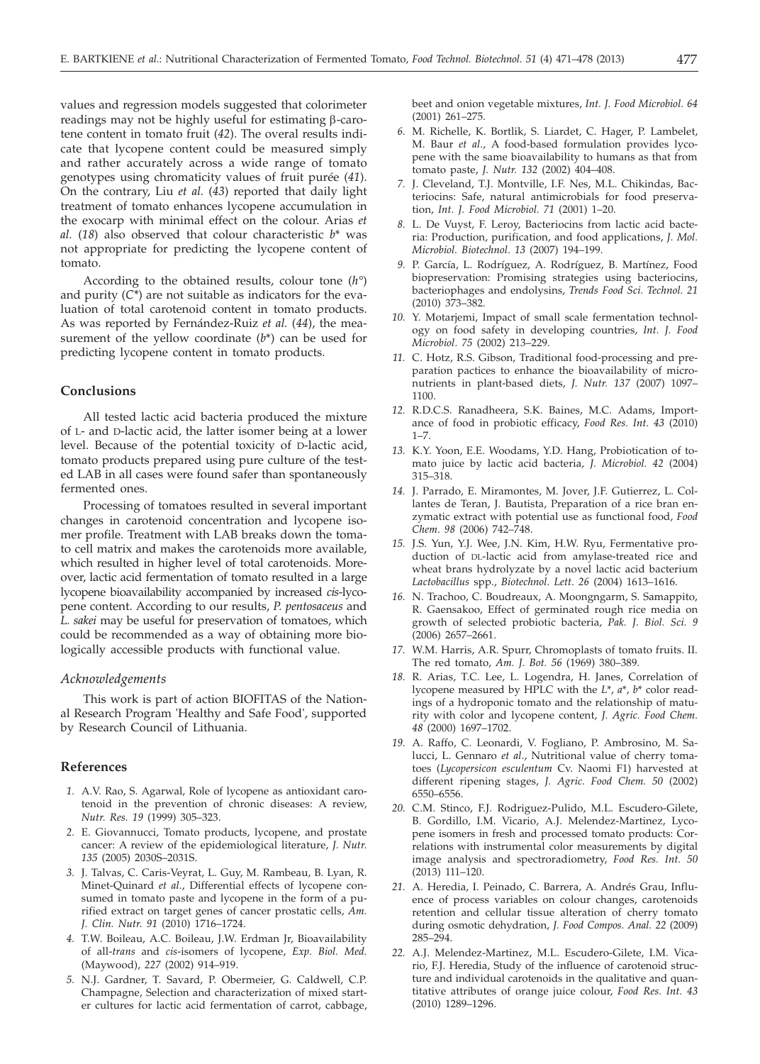values and regression models suggested that colorimeter readings may not be highly useful for estimating β-carotene content in tomato fruit (*42*). The overal results indicate that lycopene content could be measured simply and rather accurately across a wide range of tomato genotypes using chromaticity values of fruit purée (*41*). On the contrary, Liu *et al.* (*43*) reported that daily light treatment of tomato enhances lycopene accumulation in the exocarp with minimal effect on the colour. Arias *et al.* (*18*) also observed that colour characteristic $b^*$ was not appropriate for predicting the lycopene content of tomato.

According to the obtained results, colour tone ($h°$) and purity ($C^*$) are not suitable as indicators for the evaluation of total carotenoid content in tomato products. As was reported by Fernández-Ruiz *et al.* (*44*), the measurement of the yellow coordinate ($b^*$) can be used for predicting lycopene content in tomato products.

## Conclusions

All tested lactic acid bacteria produced the mixture of L- and D-lactic acid, the latter isomer being at a lower level. Because of the potential toxicity of D-lactic acid, tomato products prepared using pure culture of the tested LAB in all cases were found safer than spontaneously fermented ones.

Processing of tomatoes resulted in several important changes in carotenoid concentration and lycopene isomer profile. Treatment with LAB breaks down the tomato cell matrix and makes the carotenoids more available, which resulted in higher level of total carotenoids. Moreover, lactic acid fermentation of tomato resulted in a large lycopene bioavailability accompanied by increased *cis*-lycopene content. According to our results, *P. pentosaceus* and *L. sakei* may be useful for preservation of tomatoes, which could be recommended as a way of obtaining more biologically accessible products with functional value.

### *Acknowledgements*

This work is part of action BIOFITAS of the National Research Program 'Healthy and Safe Food', supported by Research Council of Lithuania.

## References

1. A.V. Rao, S. Agarwal, Role of lycopene as antioxidant carotenoid in the prevention of chronic diseases: A review, *Nutr. Res. 19* (1999) 305–323.
2. E. Giovannucci, Tomato products, lycopene, and prostate cancer: A review of the epidemiological literature, *J. Nutr. 135* (2005) 2030S–2031S.
3. J. Talvas, C. Caris-Veyrat, L. Guy, M. Rambeau, B. Lyan, R. Minet-Quinard *et al.*, Differential effects of lycopene consumed in tomato paste and lycopene in the form of a purified extract on target genes of cancer prostatic cells, *Am. J. Clin. Nutr. 91* (2010) 1716–1724.
4. T.W. Boileau, A.C. Boileau, J.W. Erdman Jr, Bioavailability of all-*trans* and *cis*-isomers of lycopene, *Exp. Biol. Med.* (Maywood), *227* (2002) 914–919.
5. N.J. Gardner, T. Savard, P. Obermeier, G. Caldwell, C.P. Champagne, Selection and characterization of mixed starter cultures for lactic acid fermentation of carrot, cabbage, beet and onion vegetable mixtures, *Int. J. Food Microbiol. 64* (2001) 261–275.
6. M. Richelle, K. Bortlik, S. Liardet, C. Hager, P. Lambelet, M. Baur *et al.*, A food-based formulation provides lycopene with the same bioavailability to humans as that from tomato paste, *J. Nutr. 132* (2002) 404–408.
7. J. Cleveland, T.J. Montville, I.F. Nes, M.L. Chikindas, Bacteriocins: Safe, natural antimicrobials for food preservation, *Int. J. Food Microbiol. 71* (2001) 1–20.
8. L. De Vuyst, F. Leroy, Bacteriocins from lactic acid bacteria: Production, purification, and food applications, *J. Mol. Microbiol. Biotechnol. 13* (2007) 194–199.
9. P. García, L. Rodríguez, A. Rodríguez, B. Martínez, Food biopreservation: Promising strategies using bacteriocins, bacteriophages and endolysins, *Trends Food Sci. Technol. 21* (2010) 373–382.
10. Y. Motarjemi, Impact of small scale fermentation technology on food safety in developing countries, *Int. J. Food Microbiol. 75* (2002) 213–229.
11. C. Hotz, R.S. Gibson, Traditional food-processing and preparation pactices to enhance the bioavailability of micronutrients in plant-based diets, *J. Nutr. 137* (2007) 1097–1100.
12. R.D.C.S. Ranadheera, S.K. Baines, M.C. Adams, Importance of food in probiotic efficacy, *Food Res. Int. 43* (2010) 1–7.
13. K.Y. Yoon, E.E. Woodams, Y.D. Hang, Probiotication of tomato juice by lactic acid bacteria, *J. Microbiol. 42* (2004) 315–318.
14. J. Parrado, E. Miramontes, M. Jover, J.F. Gutierrez, L. Collantes de Teran, J. Bautista, Preparation of a rice bran enzymatic extract with potential use as functional food, *Food Chem. 98* (2006) 742–748.
15. J.S. Yun, Y.J. Wee, J.N. Kim, H.W. Ryu, Fermentative production of DL-lactic acid from amylase-treated rice and wheat brans hydrolyzate by a novel lactic acid bacterium *Lactobacillus* spp., *Biotechnol. Lett. 26* (2004) 1613–1616.
16. N. Trachoo, C. Boudreaux, A. Moongngarm, S. Samappito, R. Gaensakoo, Effect of germinated rough rice media on growth of selected probiotic bacteria, *Pak. J. Biol. Sci. 9* (2006) 2657–2661.
17. W.M. Harris, A.R. Spurr, Chromoplasts of tomato fruits. II. The red tomato, *Am. J. Bot. 56* (1969) 380–389.
18. R. Arias, T.C. Lee, L. Logendra, H. Janes, Correlation of lycopene measured by HPLC with the $L^*$, $a^*$, $b^*$ color readings of a hydroponic tomato and the relationship of maturity with color and lycopene content, *J. Agric. Food Chem. 48* (2000) 1697–1702.
19. A. Raffo, C. Leonardi, V. Fogliano, P. Ambrosino, M. Salucci, L. Gennaro *et al.*, Nutritional value of cherry tomatoes (*Lycopersicon esculentum* Cv. Naomi F1) harvested at different ripening stages, *J. Agric. Food Chem. 50* (2002) 6550–6556.
20. C.M. Stinco, F.J. Rodriguez-Pulido, M.L. Escudero-Gilete, B. Gordillo, I.M. Vicario, A.J. Melendez-Martinez, Lycopene isomers in fresh and processed tomato products: Correlations with instrumental color measurements by digital image analysis and spectroradiometry, *Food Res. Int. 50* (2013) 111–120.
21. A. Heredia, I. Peinado, C. Barrera, A. Andrés Grau, Influence of process variables on colour changes, carotenoids retention and cellular tissue alteration of cherry tomato during osmotic dehydration, *J. Food Compos. Anal. 22* (2009) 285–294.
22. A.J. Melendez-Martinez, M.L. Escudero-Gilete, I.M. Vicario, F.J. Heredia, Study of the influence of carotenoid structure and individual carotenoids in the qualitative and quantitative attributes of orange juice colour, *Food Res. Int. 43* (2010) 1289–1296.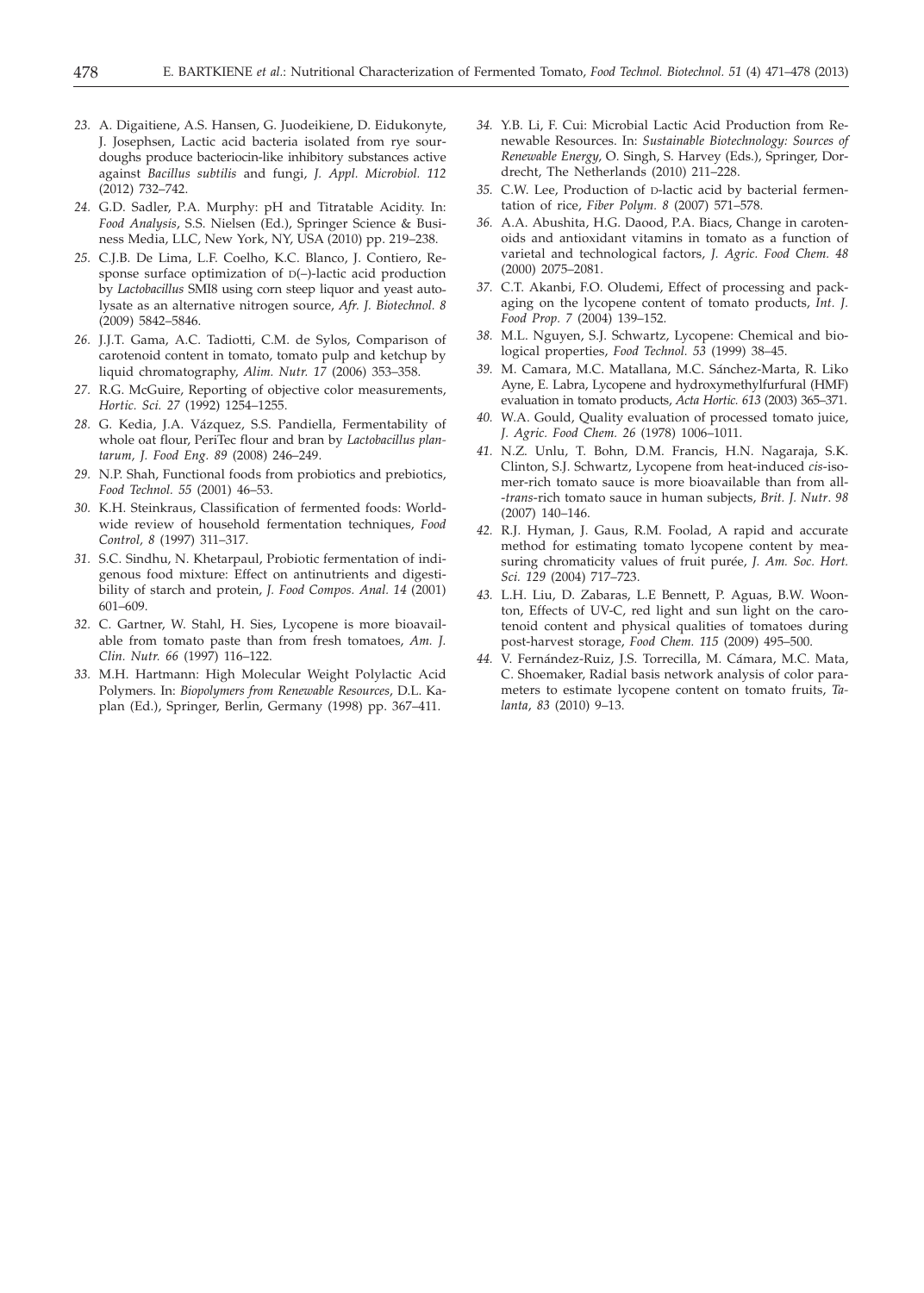23. A. Digaitiene, A.S. Hansen, G. Juodeikiene, D. Eidukonyte, J. Josephsen, Lactic acid bacteria isolated from rye sourdoughs produce bacteriocin-like inhibitory substances active against *Bacillus subtilis* and fungi, *J. Appl. Microbiol. 112* (2012) 732–742.

24. G.D. Sadler, P.A. Murphy: pH and Titratable Acidity. In: *Food Analysis*, S.S. Nielsen (Ed.), Springer Science & Business Media, LLC, New York, NY, USA (2010) pp. 219–238.

25. C.J.B. De Lima, L.F. Coelho, K.C. Blanco, J. Contiero, Response surface optimization of D(–)-lactic acid production by *Lactobacillus* SMI8 using corn steep liquor and yeast autolysate as an alternative nitrogen source, *Afr. J. Biotechnol. 8* (2009) 5842–5846.

26. J.J.T. Gama, A.C. Tadiotti, C.M. de Sylos, Comparison of carotenoid content in tomato, tomato pulp and ketchup by liquid chromatography, *Alim. Nutr. 17* (2006) 353–358.

27. R.G. McGuire, Reporting of objective color measurements, *Hortic. Sci. 27* (1992) 1254–1255.

28. G. Kedia, J.A. Vázquez, S.S. Pandiella, Fermentability of whole oat flour, PeriTec flour and bran by *Lactobacillus plantarum*, *J. Food Eng. 89* (2008) 246–249.

29. N.P. Shah, Functional foods from probiotics and prebiotics, *Food Technol. 55* (2001) 46–53.

30. K.H. Steinkraus, Classification of fermented foods: Worldwide review of household fermentation techniques, *Food Control, 8* (1997) 311–317.

31. S.C. Sindhu, N. Khetarpaul, Probiotic fermentation of indigenous food mixture: Effect on antinutrients and digestibility of starch and protein, *J. Food Compos. Anal. 14* (2001) 601–609.

32. C. Gartner, W. Stahl, H. Sies, Lycopene is more bioavailable from tomato paste than from fresh tomatoes, *Am. J. Clin. Nutr. 66* (1997) 116–122.

33. M.H. Hartmann: High Molecular Weight Polylactic Acid Polymers. In: *Biopolymers from Renewable Resources*, D.L. Kaplan (Ed.), Springer, Berlin, Germany (1998) pp. 367–411.

34. Y.B. Li, F. Cui: Microbial Lactic Acid Production from Renewable Resources. In: *Sustainable Biotechnology: Sources of Renewable Energy*, O. Singh, S. Harvey (Eds.), Springer, Dordrecht, The Netherlands (2010) 211–228.

35. C.W. Lee, Production of D-lactic acid by bacterial fermentation of rice, *Fiber Polym. 8* (2007) 571–578.

36. A.A. Abushita, H.G. Daood, P.A. Biacs, Change in carotenoids and antioxidant vitamins in tomato as a function of varietal and technological factors, *J. Agric. Food Chem. 48* (2000) 2075–2081.

37. C.T. Akanbi, F.O. Oludemi, Effect of processing and packaging on the lycopene content of tomato products, *Int. J. Food Prop. 7* (2004) 139–152.

38. M.L. Nguyen, S.J. Schwartz, Lycopene: Chemical and biological properties, *Food Technol. 53* (1999) 38–45.

39. M. Camara, M.C. Matallana, M.C. Sánchez-Marta, R. Liko Ayne, E. Labra, Lycopene and hydroxymethylfurfural (HMF) evaluation in tomato products, *Acta Hortic. 613* (2003) 365–371.

40. W.A. Gould, Quality evaluation of processed tomato juice, *J. Agric. Food Chem. 26* (1978) 1006–1011.

41. N.Z. Unlu, T. Bohn, D.M. Francis, H.N. Nagaraja, S.K. Clinton, S.J. Schwartz, Lycopene from heat-induced *cis*-isomer-rich tomato sauce is more bioavailable than from all-*trans*-rich tomato sauce in human subjects, *Brit. J. Nutr. 98* (2007) 140–146.

42. R.J. Hyman, J. Gaus, R.M. Foolad, A rapid and accurate method for estimating tomato lycopene content by measuring chromaticity values of fruit purée, *J. Am. Soc. Hort. Sci. 129* (2004) 717–723.

43. L.H. Liu, D. Zabaras, L.E Bennett, P. Aguas, B.W. Woonton, Effects of UV-C, red light and sun light on the carotenoid content and physical qualities of tomatoes during post-harvest storage, *Food Chem. 115* (2009) 495–500.

44. V. Fernández-Ruiz, J.S. Torrecilla, M. Cámara, M.C. Mata, C. Shoemaker, Radial basis network analysis of color parameters to estimate lycopene content on tomato fruits, *Talanta, 83* (2010) 9–13.